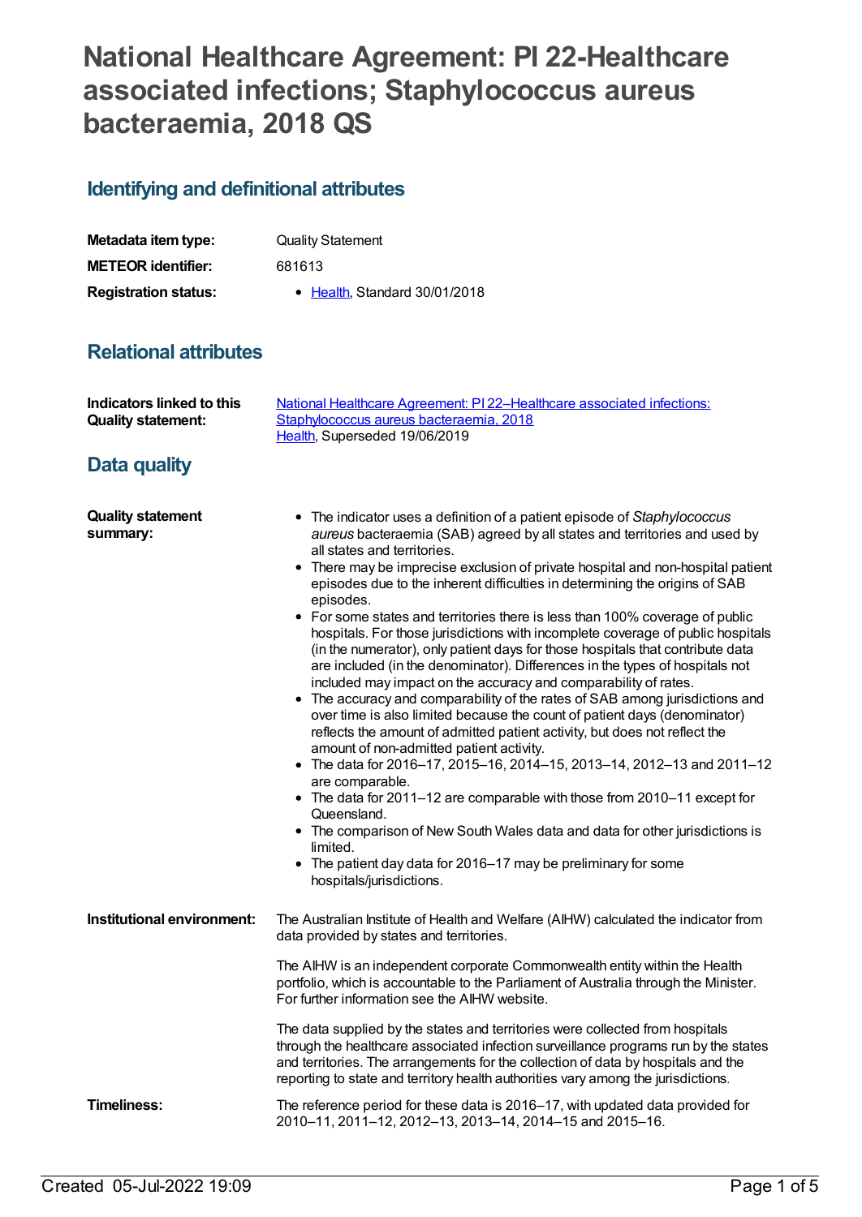# National Healthcare Agreement: PI 22-Healthcare associated infections; Staphylococcus aureus bacteraemia, 2018 QS

## Identifying and definitional attributes

| | |
|---|---|
| **Metadata item type:** | Quality Statement |
| **METEOR identifier:** | 681613 |
| **Registration status:** | • Health, Standard 30/01/2018 |

## Relational attributes

| | |
|---|---|
| **Indicators linked to this Quality statement:** | National Healthcare Agreement: PI 22–Healthcare associated infections: Staphylococcus aureus bacteraemia, 2018<br>Health, Superseded 19/06/2019 |

## Data quality

**Quality statement summary:**

- The indicator uses a definition of a patient episode of *Staphylococcus aureus* bacteraemia (SAB) agreed by all states and territories and used by all states and territories.
- There may be imprecise exclusion of private hospital and non-hospital patient episodes due to the inherent difficulties in determining the origins of SAB episodes.
- For some states and territories there is less than 100% coverage of public hospitals. For those jurisdictions with incomplete coverage of public hospitals (in the numerator), only patient days for those hospitals that contribute data are included (in the denominator). Differences in the types of hospitals not included may impact on the accuracy and comparability of rates.
- The accuracy and comparability of the rates of SAB among jurisdictions and over time is also limited because the count of patient days (denominator) reflects the amount of admitted patient activity, but does not reflect the amount of non-admitted patient activity.
- The data for 2016–17, 2015–16, 2014–15, 2013–14, 2012–13 and 2011–12 are comparable.
- The data for 2011–12 are comparable with those from 2010–11 except for Queensland.
- The comparison of New South Wales data and data for other jurisdictions is limited.
- The patient day data for 2016–17 may be preliminary for some hospitals/jurisdictions.

**Institutional environment:**

The Australian Institute of Health and Welfare (AIHW) calculated the indicator from data provided by states and territories.

The AIHW is an independent corporate Commonwealth entity within the Health portfolio, which is accountable to the Parliament of Australia through the Minister. For further information see the AIHW website.

The data supplied by the states and territories were collected from hospitals through the healthcare associated infection surveillance programs run by the states and territories. The arrangements for the collection of data by hospitals and the reporting to state and territory health authorities vary among the jurisdictions.

**Timeliness:**

The reference period for these data is 2016–17, with updated data provided for 2010–11, 2011–12, 2012–13, 2013–14, 2014–15 and 2015–16.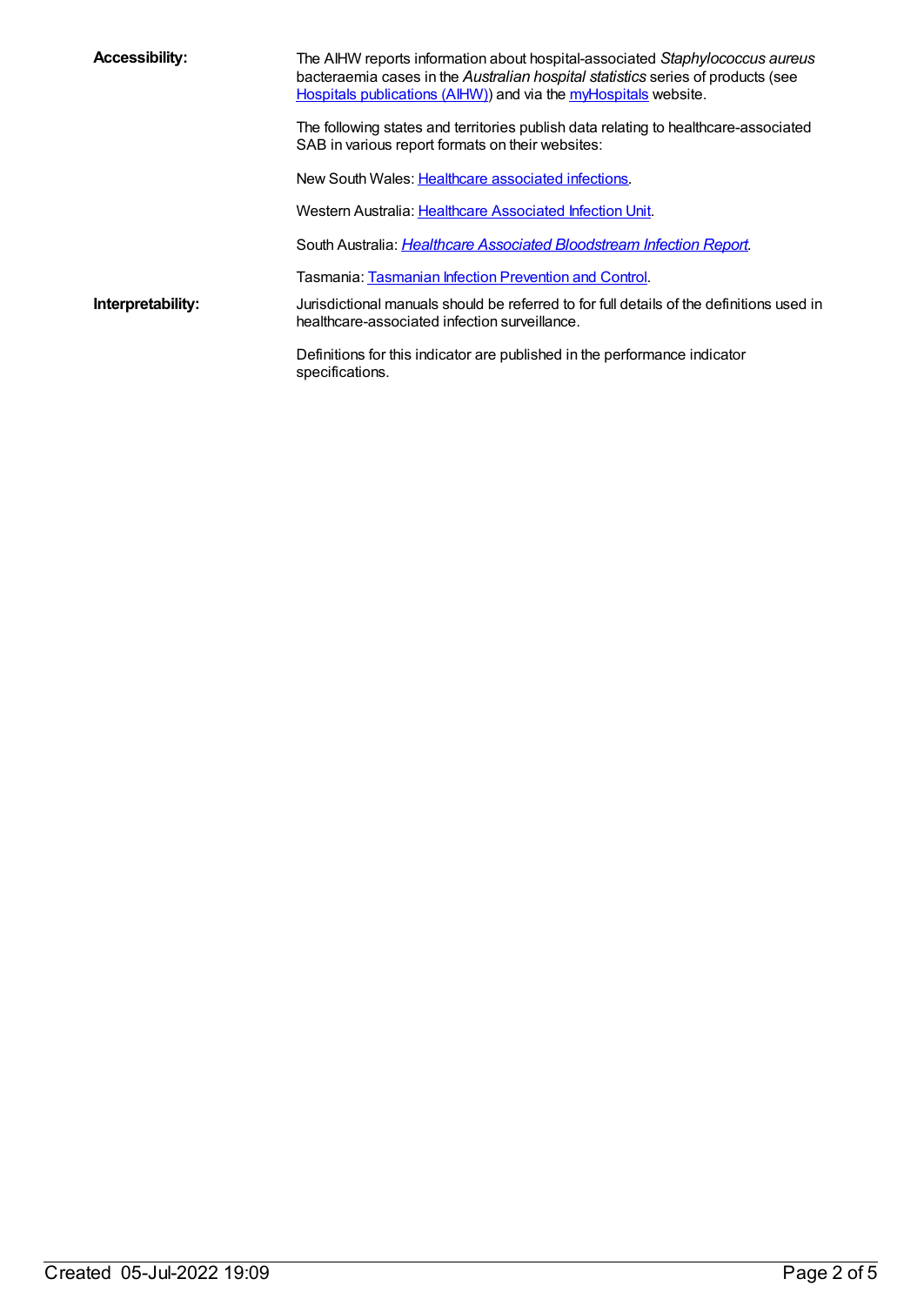**Accessibility:**

The AIHW reports information about hospital-associated *Staphylococcus aureus* bacteraemia cases in the *Australian hospital statistics* series of products (see Hospitals publications (AIHW)) and via the myHospitals website.

The following states and territories publish data relating to healthcare-associated SAB in various report formats on their websites:

New South Wales: Healthcare associated infections.

Western Australia: Healthcare Associated Infection Unit.

South Australia: *Healthcare Associated Bloodstream Infection Report*.

Tasmania: Tasmanian Infection Prevention and Control.

**Interpretability:**

Jurisdictional manuals should be referred to for full details of the definitions used in healthcare-associated infection surveillance.

Definitions for this indicator are published in the performance indicator specifications.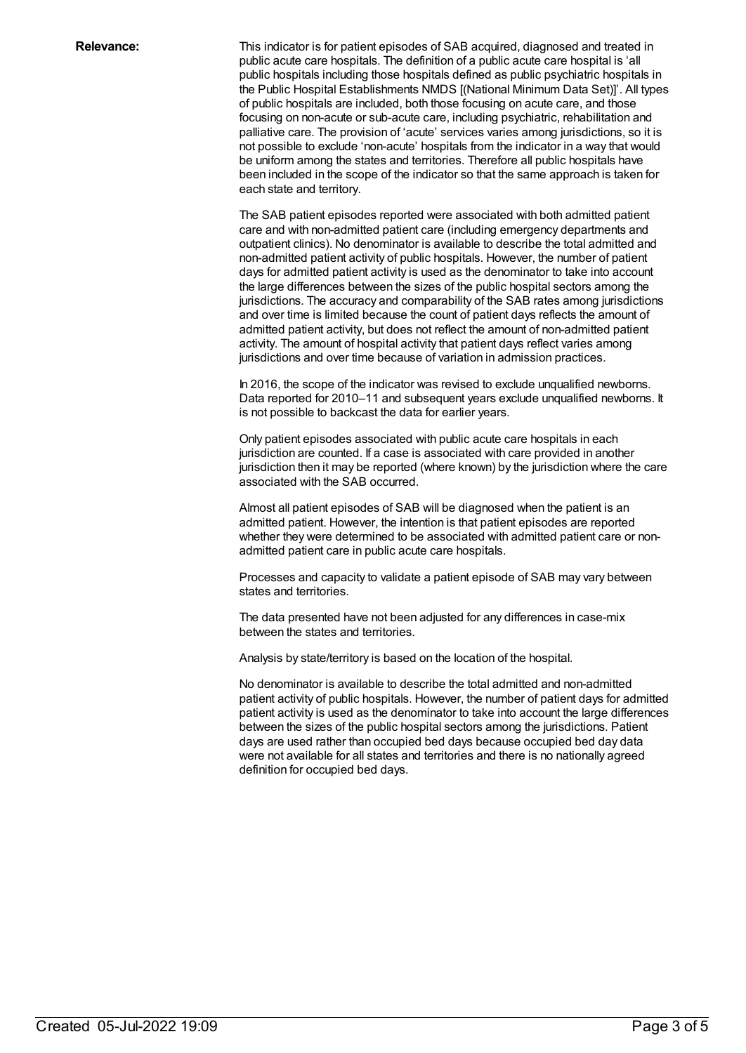**Relevance:**

This indicator is for patient episodes of SAB acquired, diagnosed and treated in public acute care hospitals. The definition of a public acute care hospital is 'all public hospitals including those hospitals defined as public psychiatric hospitals in the Public Hospital Establishments NMDS [(National Minimum Data Set)]'. All types of public hospitals are included, both those focusing on acute care, and those focusing on non-acute or sub-acute care, including psychiatric, rehabilitation and palliative care. The provision of 'acute' services varies among jurisdictions, so it is not possible to exclude 'non-acute' hospitals from the indicator in a way that would be uniform among the states and territories. Therefore all public hospitals have been included in the scope of the indicator so that the same approach is taken for each state and territory.

The SAB patient episodes reported were associated with both admitted patient care and with non-admitted patient care (including emergency departments and outpatient clinics). No denominator is available to describe the total admitted and non-admitted patient activity of public hospitals. However, the number of patient days for admitted patient activity is used as the denominator to take into account the large differences between the sizes of the public hospital sectors among the jurisdictions. The accuracy and comparability of the SAB rates among jurisdictions and over time is limited because the count of patient days reflects the amount of admitted patient activity, but does not reflect the amount of non-admitted patient activity. The amount of hospital activity that patient days reflect varies among jurisdictions and over time because of variation in admission practices.

In 2016, the scope of the indicator was revised to exclude unqualified newborns. Data reported for 2010–11 and subsequent years exclude unqualified newborns. It is not possible to backcast the data for earlier years.

Only patient episodes associated with public acute care hospitals in each jurisdiction are counted. If a case is associated with care provided in another jurisdiction then it may be reported (where known) by the jurisdiction where the care associated with the SAB occurred.

Almost all patient episodes of SAB will be diagnosed when the patient is an admitted patient. However, the intention is that patient episodes are reported whether they were determined to be associated with admitted patient care or non-admitted patient care in public acute care hospitals.

Processes and capacity to validate a patient episode of SAB may vary between states and territories.

The data presented have not been adjusted for any differences in case-mix between the states and territories.

Analysis by state/territory is based on the location of the hospital.

No denominator is available to describe the total admitted and non-admitted patient activity of public hospitals. However, the number of patient days for admitted patient activity is used as the denominator to take into account the large differences between the sizes of the public hospital sectors among the jurisdictions. Patient days are used rather than occupied bed days because occupied bed day data were not available for all states and territories and there is no nationally agreed definition for occupied bed days.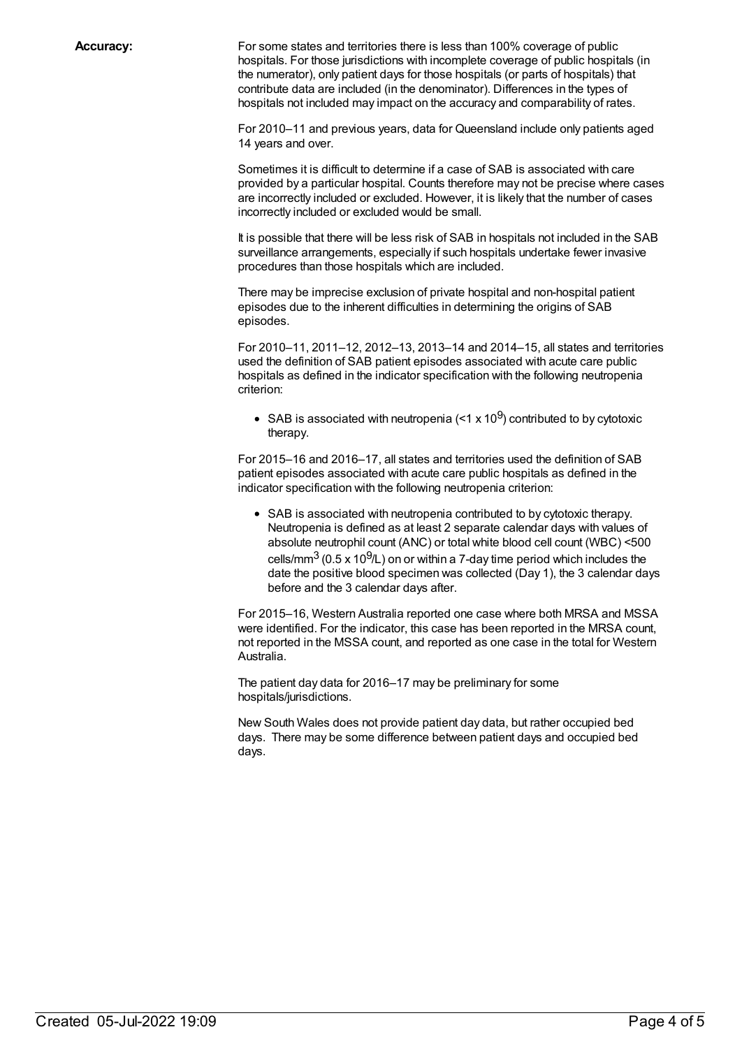**Accuracy:**

For some states and territories there is less than 100% coverage of public hospitals. For those jurisdictions with incomplete coverage of public hospitals (in the numerator), only patient days for those hospitals (or parts of hospitals) that contribute data are included (in the denominator). Differences in the types of hospitals not included may impact on the accuracy and comparability of rates.

For 2010–11 and previous years, data for Queensland include only patients aged 14 years and over.

Sometimes it is difficult to determine if a case of SAB is associated with care provided by a particular hospital. Counts therefore may not be precise where cases are incorrectly included or excluded. However, it is likely that the number of cases incorrectly included or excluded would be small.

It is possible that there will be less risk of SAB in hospitals not included in the SAB surveillance arrangements, especially if such hospitals undertake fewer invasive procedures than those hospitals which are included.

There may be imprecise exclusion of private hospital and non-hospital patient episodes due to the inherent difficulties in determining the origins of SAB episodes.

For 2010–11, 2011–12, 2012–13, 2013–14 and 2014–15, all states and territories used the definition of SAB patient episodes associated with acute care public hospitals as defined in the indicator specification with the following neutropenia criterion:

- SAB is associated with neutropenia ($<1 \times 10^9$) contributed to by cytotoxic therapy.

For 2015–16 and 2016–17, all states and territories used the definition of SAB patient episodes associated with acute care public hospitals as defined in the indicator specification with the following neutropenia criterion:

- SAB is associated with neutropenia contributed to by cytotoxic therapy. Neutropenia is defined as at least 2 separate calendar days with values of absolute neutrophil count (ANC) or total white blood cell count (WBC) <500 cells/mm$^3$ ($0.5 \times 10^9$/L) on or within a 7-day time period which includes the date the positive blood specimen was collected (Day 1), the 3 calendar days before and the 3 calendar days after.

For 2015–16, Western Australia reported one case where both MRSA and MSSA were identified. For the indicator, this case has been reported in the MRSA count, not reported in the MSSA count, and reported as one case in the total for Western Australia.

The patient day data for 2016–17 may be preliminary for some hospitals/jurisdictions.

New South Wales does not provide patient day data, but rather occupied bed days. There may be some difference between patient days and occupied bed days.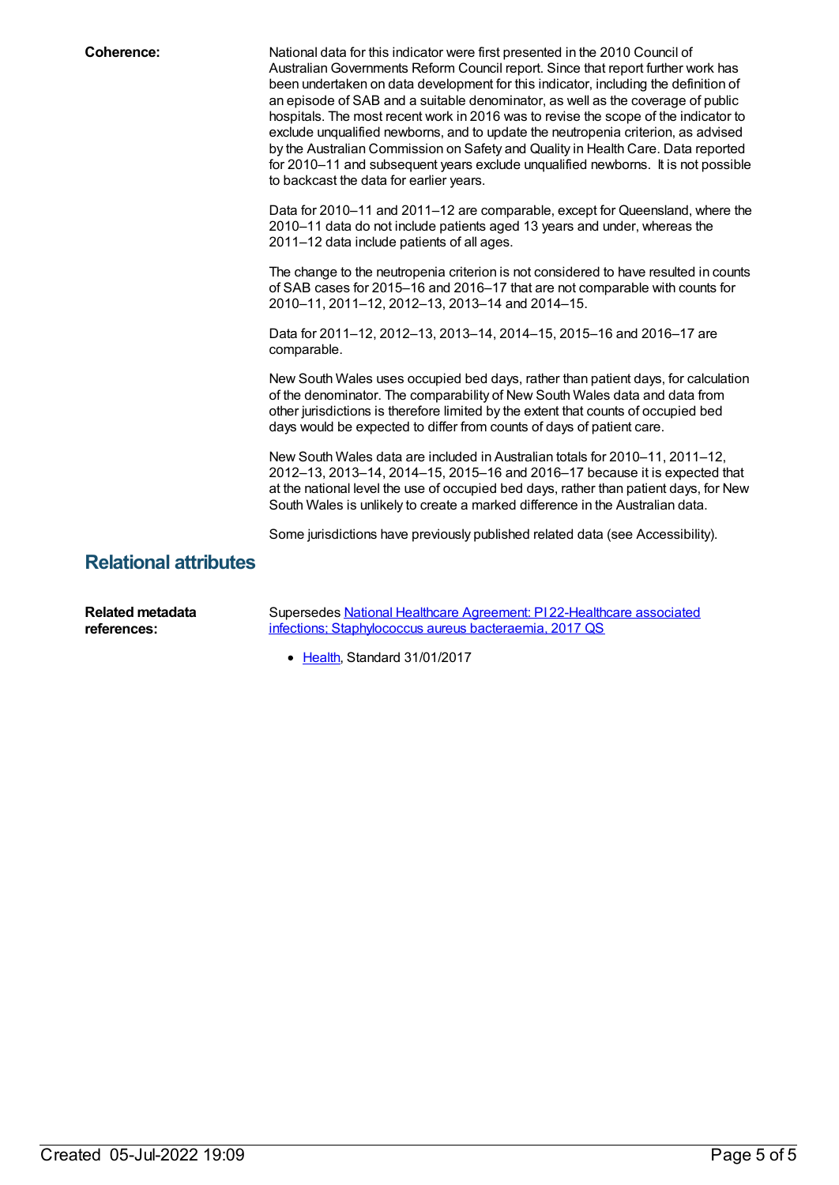**Coherence:**

National data for this indicator were first presented in the 2010 Council of Australian Governments Reform Council report. Since that report further work has been undertaken on data development for this indicator, including the definition of an episode of SAB and a suitable denominator, as well as the coverage of public hospitals. The most recent work in 2016 was to revise the scope of the indicator to exclude unqualified newborns, and to update the neutropenia criterion, as advised by the Australian Commission on Safety and Quality in Health Care. Data reported for 2010–11 and subsequent years exclude unqualified newborns. It is not possible to backcast the data for earlier years.

Data for 2010–11 and 2011–12 are comparable, except for Queensland, where the 2010–11 data do not include patients aged 13 years and under, whereas the 2011–12 data include patients of all ages.

The change to the neutropenia criterion is not considered to have resulted in counts of SAB cases for 2015–16 and 2016–17 that are not comparable with counts for 2010–11, 2011–12, 2012–13, 2013–14 and 2014–15.

Data for 2011–12, 2012–13, 2013–14, 2014–15, 2015–16 and 2016–17 are comparable.

New South Wales uses occupied bed days, rather than patient days, for calculation of the denominator. The comparability of New South Wales data and data from other jurisdictions is therefore limited by the extent that counts of occupied bed days would be expected to differ from counts of days of patient care.

New South Wales data are included in Australian totals for 2010–11, 2011–12, 2012–13, 2013–14, 2014–15, 2015–16 and 2016–17 because it is expected that at the national level the use of occupied bed days, rather than patient days, for New South Wales is unlikely to create a marked difference in the Australian data.

Some jurisdictions have previously published related data (see Accessibility).

## Relational attributes

**Related metadata references:**

Supersedes [National Healthcare Agreement: PI 22-Healthcare associated infections; Staphylococcus aureus bacteraemia, 2017 QS]

- [Health], Standard 31/01/2017